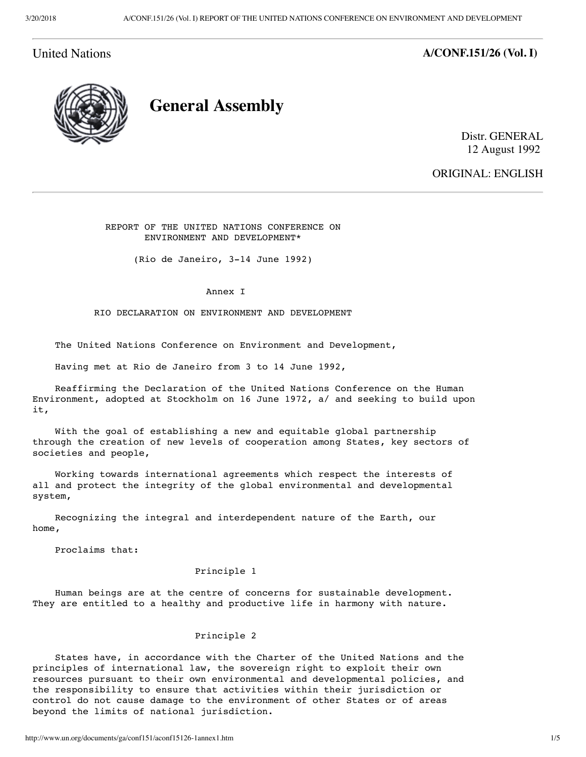United Nations

**A/CONF.151/26 (Vol. I)**

# General Assembly

Distr. GENERAL
12 August 1992

ORIGINAL: ENGLISH

---

## REPORT OF THE UNITED NATIONS CONFERENCE ON ENVIRONMENT AND DEVELOPMENT*

(Rio de Janeiro, 3-14 June 1992)

Annex I

## RIO DECLARATION ON ENVIRONMENT AND DEVELOPMENT

The United Nations Conference on Environment and Development,

Having met at Rio de Janeiro from 3 to 14 June 1992,

Reaffirming the Declaration of the United Nations Conference on the Human Environment, adopted at Stockholm on 16 June 1972, a/ and seeking to build upon it,

With the goal of establishing a new and equitable global partnership through the creation of new levels of cooperation among States, key sectors of societies and people,

Working towards international agreements which respect the interests of all and protect the integrity of the global environmental and developmental system,

Recognizing the integral and interdependent nature of the Earth, our home,

Proclaims that:

### Principle 1

Human beings are at the centre of concerns for sustainable development. They are entitled to a healthy and productive life in harmony with nature.

### Principle 2

States have, in accordance with the Charter of the United Nations and the principles of international law, the sovereign right to exploit their own resources pursuant to their own environmental and developmental policies, and the responsibility to ensure that activities within their jurisdiction or control do not cause damage to the environment of other States or of areas beyond the limits of national jurisdiction.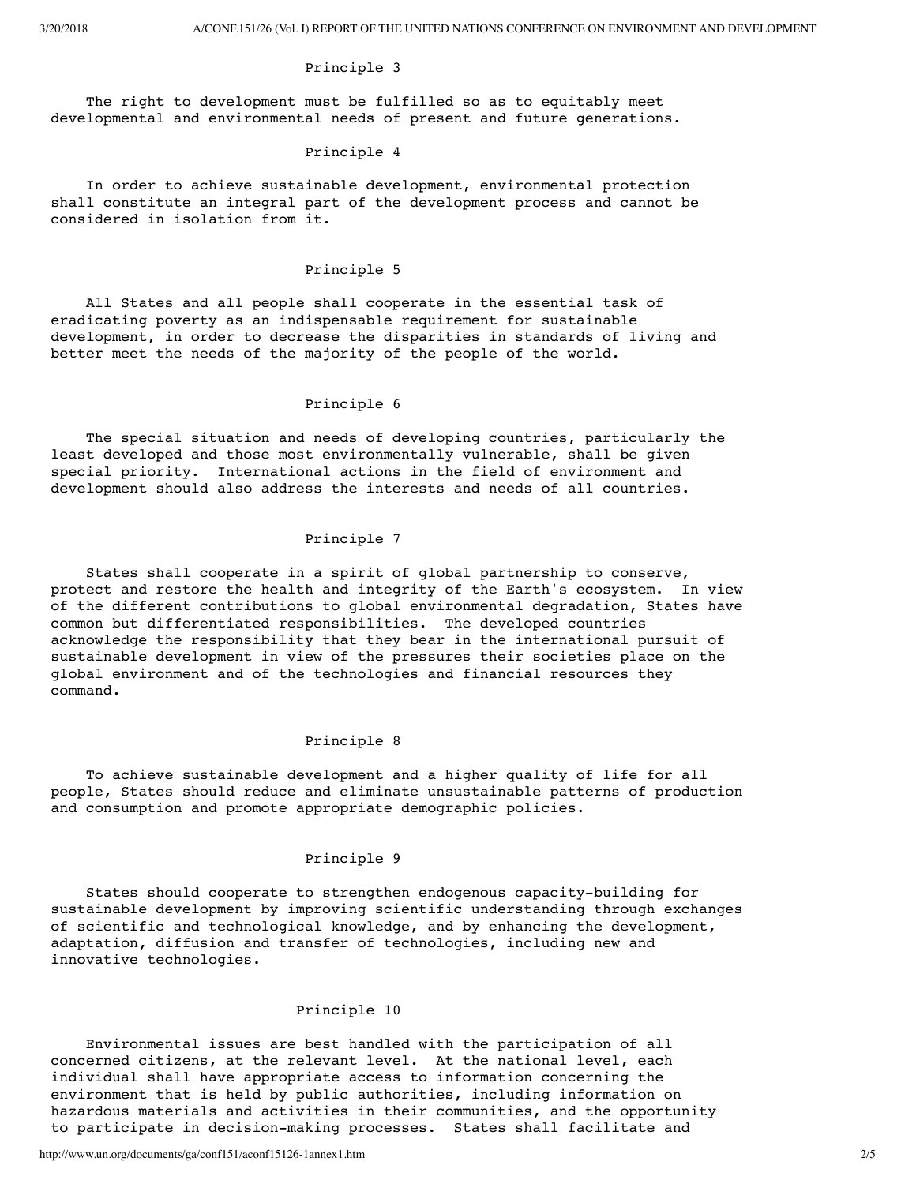### Principle 3

The right to development must be fulfilled so as to equitably meet developmental and environmental needs of present and future generations.

### Principle 4

In order to achieve sustainable development, environmental protection shall constitute an integral part of the development process and cannot be considered in isolation from it.

### Principle 5

All States and all people shall cooperate in the essential task of eradicating poverty as an indispensable requirement for sustainable development, in order to decrease the disparities in standards of living and better meet the needs of the majority of the people of the world.

### Principle 6

The special situation and needs of developing countries, particularly the least developed and those most environmentally vulnerable, shall be given special priority. International actions in the field of environment and development should also address the interests and needs of all countries.

### Principle 7

States shall cooperate in a spirit of global partnership to conserve, protect and restore the health and integrity of the Earth's ecosystem. In view of the different contributions to global environmental degradation, States have common but differentiated responsibilities. The developed countries acknowledge the responsibility that they bear in the international pursuit of sustainable development in view of the pressures their societies place on the global environment and of the technologies and financial resources they command.

### Principle 8

To achieve sustainable development and a higher quality of life for all people, States should reduce and eliminate unsustainable patterns of production and consumption and promote appropriate demographic policies.

### Principle 9

States should cooperate to strengthen endogenous capacity-building for sustainable development by improving scientific understanding through exchanges of scientific and technological knowledge, and by enhancing the development, adaptation, diffusion and transfer of technologies, including new and innovative technologies.

### Principle 10

Environmental issues are best handled with the participation of all concerned citizens, at the relevant level. At the national level, each individual shall have appropriate access to information concerning the environment that is held by public authorities, including information on hazardous materials and activities in their communities, and the opportunity to participate in decision-making processes. States shall facilitate and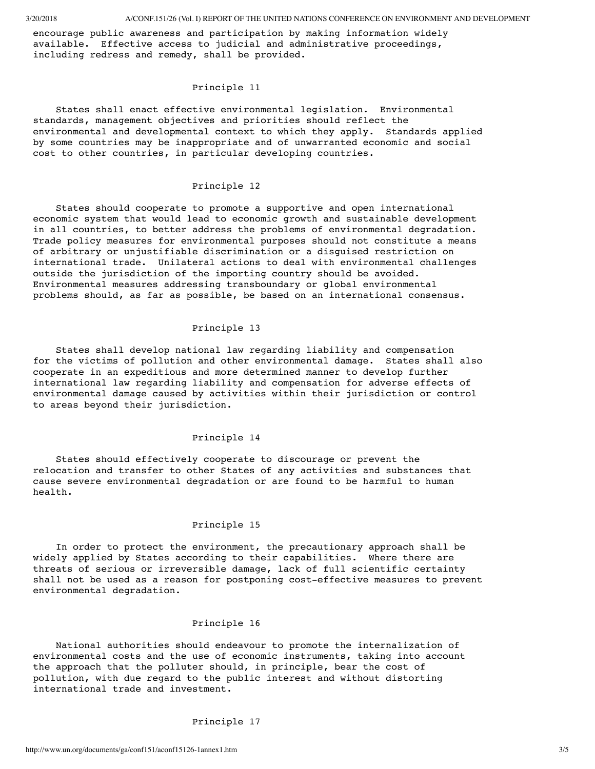encourage public awareness and participation by making information widely available. Effective access to judicial and administrative proceedings, including redress and remedy, shall be provided.

## Principle 11

States shall enact effective environmental legislation. Environmental standards, management objectives and priorities should reflect the environmental and developmental context to which they apply. Standards applied by some countries may be inappropriate and of unwarranted economic and social cost to other countries, in particular developing countries.

## Principle 12

States should cooperate to promote a supportive and open international economic system that would lead to economic growth and sustainable development in all countries, to better address the problems of environmental degradation. Trade policy measures for environmental purposes should not constitute a means of arbitrary or unjustifiable discrimination or a disguised restriction on international trade. Unilateral actions to deal with environmental challenges outside the jurisdiction of the importing country should be avoided. Environmental measures addressing transboundary or global environmental problems should, as far as possible, be based on an international consensus.

## Principle 13

States shall develop national law regarding liability and compensation for the victims of pollution and other environmental damage. States shall also cooperate in an expeditious and more determined manner to develop further international law regarding liability and compensation for adverse effects of environmental damage caused by activities within their jurisdiction or control to areas beyond their jurisdiction.

## Principle 14

States should effectively cooperate to discourage or prevent the relocation and transfer to other States of any activities and substances that cause severe environmental degradation or are found to be harmful to human health.

## Principle 15

In order to protect the environment, the precautionary approach shall be widely applied by States according to their capabilities. Where there are threats of serious or irreversible damage, lack of full scientific certainty shall not be used as a reason for postponing cost-effective measures to prevent environmental degradation.

## Principle 16

National authorities should endeavour to promote the internalization of environmental costs and the use of economic instruments, taking into account the approach that the polluter should, in principle, bear the cost of pollution, with due regard to the public interest and without distorting international trade and investment.

## Principle 17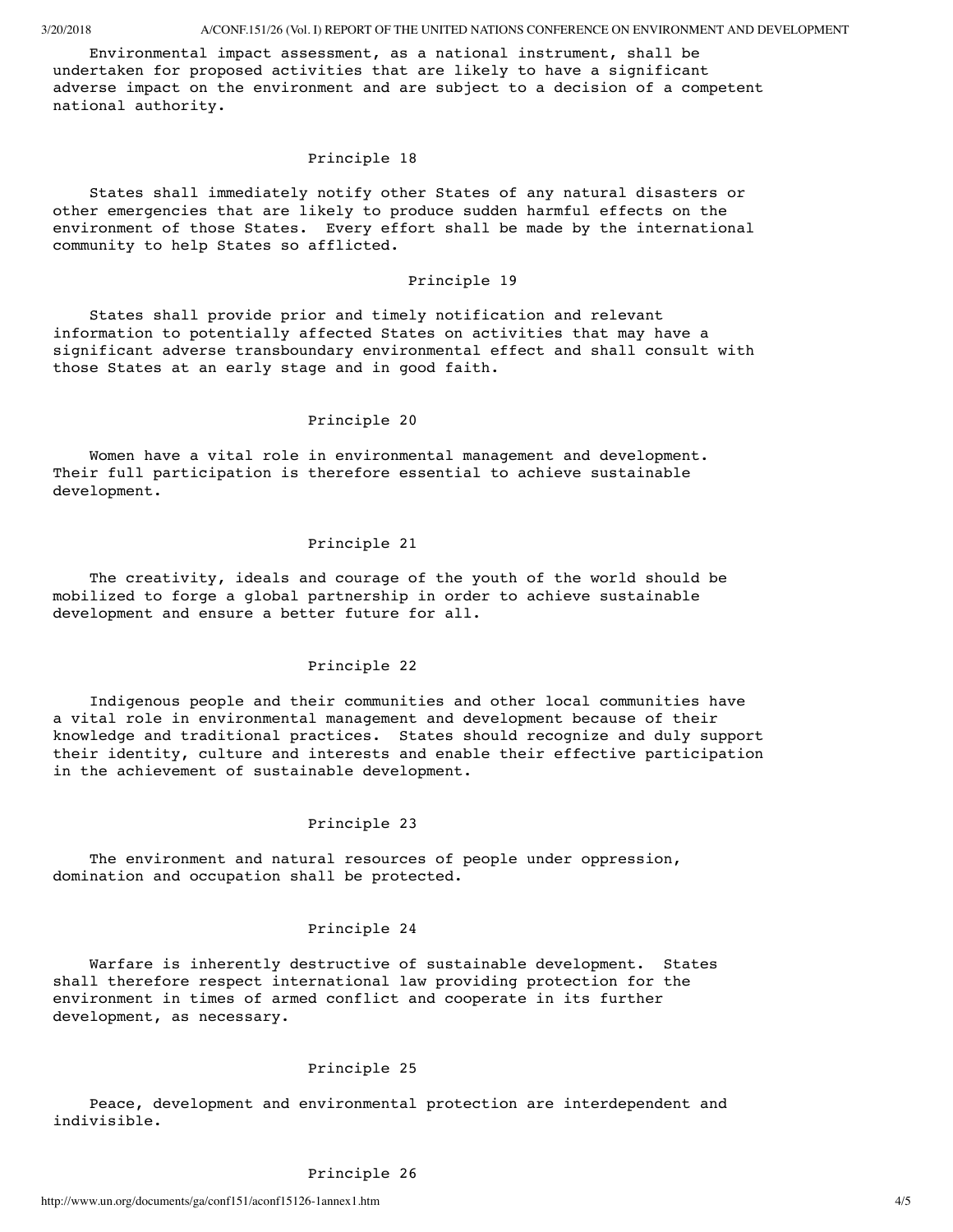Environmental impact assessment, as a national instrument, shall be undertaken for proposed activities that are likely to have a significant adverse impact on the environment and are subject to a decision of a competent national authority.

## Principle 18

States shall immediately notify other States of any natural disasters or other emergencies that are likely to produce sudden harmful effects on the environment of those States. Every effort shall be made by the international community to help States so afflicted.

## Principle 19

States shall provide prior and timely notification and relevant information to potentially affected States on activities that may have a significant adverse transboundary environmental effect and shall consult with those States at an early stage and in good faith.

## Principle 20

Women have a vital role in environmental management and development. Their full participation is therefore essential to achieve sustainable development.

## Principle 21

The creativity, ideals and courage of the youth of the world should be mobilized to forge a global partnership in order to achieve sustainable development and ensure a better future for all.

## Principle 22

Indigenous people and their communities and other local communities have a vital role in environmental management and development because of their knowledge and traditional practices. States should recognize and duly support their identity, culture and interests and enable their effective participation in the achievement of sustainable development.

## Principle 23

The environment and natural resources of people under oppression, domination and occupation shall be protected.

## Principle 24

Warfare is inherently destructive of sustainable development. States shall therefore respect international law providing protection for the environment in times of armed conflict and cooperate in its further development, as necessary.

## Principle 25

Peace, development and environmental protection are interdependent and indivisible.

## Principle 26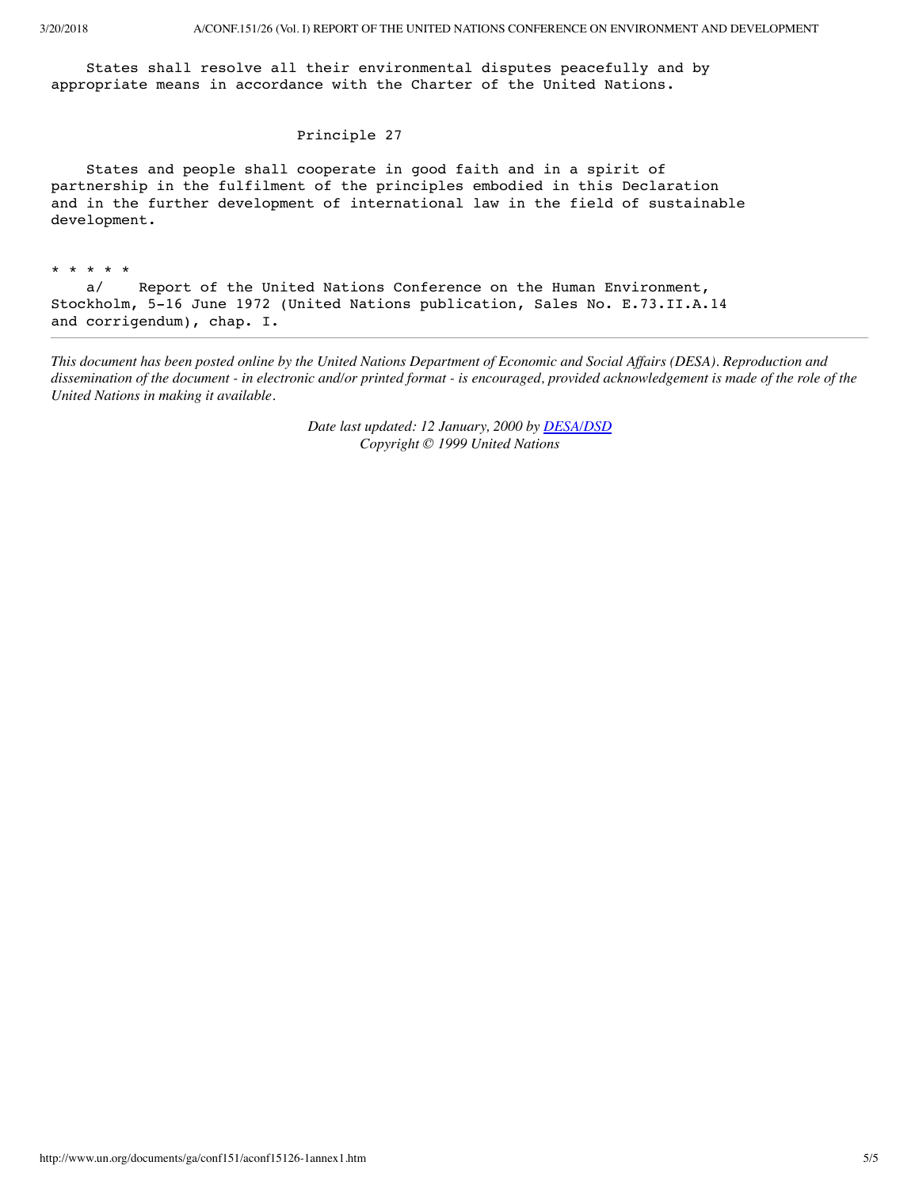States shall resolve all their environmental disputes peacefully and by appropriate means in accordance with the Charter of the United Nations.

### Principle 27

States and people shall cooperate in good faith and in a spirit of partnership in the fulfilment of the principles embodied in this Declaration and in the further development of international law in the field of sustainable development.

* * * * *

a/ Report of the United Nations Conference on the Human Environment, Stockholm, 5-16 June 1972 (United Nations publication, Sales No. E.73.II.A.14 and corrigendum), chap. I.

---

*This document has been posted online by the United Nations Department of Economic and Social Affairs (DESA). Reproduction and dissemination of the document - in electronic and/or printed format - is encouraged, provided acknowledgement is made of the role of the United Nations in making it available.*

*Date last updated: 12 January, 2000 by DESA/DSD*
*Copyright © 1999 United Nations*